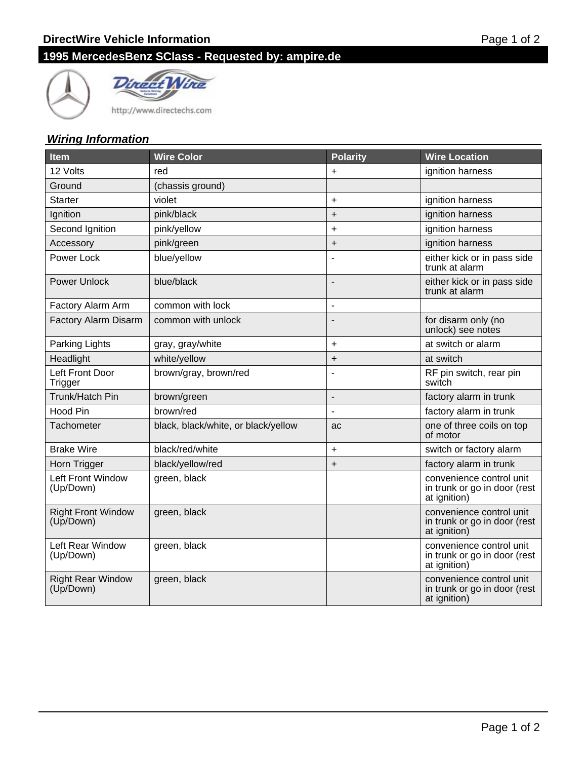# DirectWire Vehicle Information

## 1995 MercedesBenz SClass - Requested by: ampire.de

http://www.directechs.com

### *Wiring Information*

| Item | Wire Color | Polarity | Wire Location |
|---|---|---|---|
| 12 Volts | red | + | ignition harness |
| Ground | (chassis ground) | | |
| Starter | violet | + | ignition harness |
| Ignition | pink/black | + | ignition harness |
| Second Ignition | pink/yellow | + | ignition harness |
| Accessory | pink/green | + | ignition harness |
| Power Lock | blue/yellow | - | either kick or in pass side trunk at alarm |
| Power Unlock | blue/black | - | either kick or in pass side trunk at alarm |
| Factory Alarm Arm | common with lock | - | |
| Factory Alarm Disarm | common with unlock | - | for disarm only (no unlock) see notes |
| Parking Lights | gray, gray/white | + | at switch or alarm |
| Headlight | white/yellow | + | at switch |
| Left Front Door Trigger | brown/gray, brown/red | - | RF pin switch, rear pin switch |
| Trunk/Hatch Pin | brown/green | - | factory alarm in trunk |
| Hood Pin | brown/red | - | factory alarm in trunk |
| Tachometer | black, black/white, or black/yellow | ac | one of three coils on top of motor |
| Brake Wire | black/red/white | + | switch or factory alarm |
| Horn Trigger | black/yellow/red | + | factory alarm in trunk |
| Left Front Window (Up/Down) | green, black | | convenience control unit in trunk or go in door (rest at ignition) |
| Right Front Window (Up/Down) | green, black | | convenience control unit in trunk or go in door (rest at ignition) |
| Left Rear Window (Up/Down) | green, black | | convenience control unit in trunk or go in door (rest at ignition) |
| Right Rear Window (Up/Down) | green, black | | convenience control unit in trunk or go in door (rest at ignition) |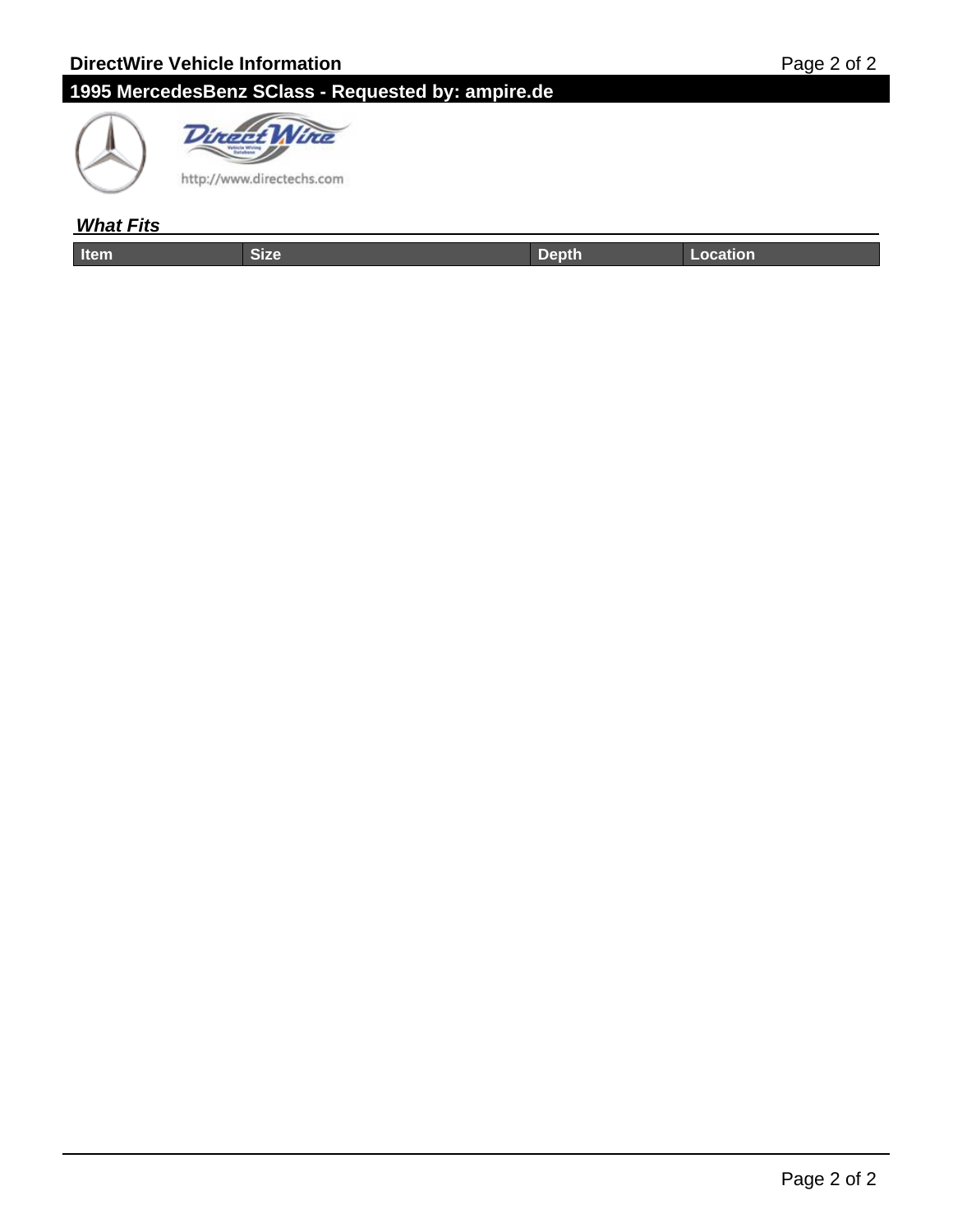## DirectWire Vehicle Information

## 1995 MercedesBenz SClass - Requested by: ampire.de

http://www.directechs.com

### ***What Fits***

| Item | Size | Depth | Location |
|---|---|---|---|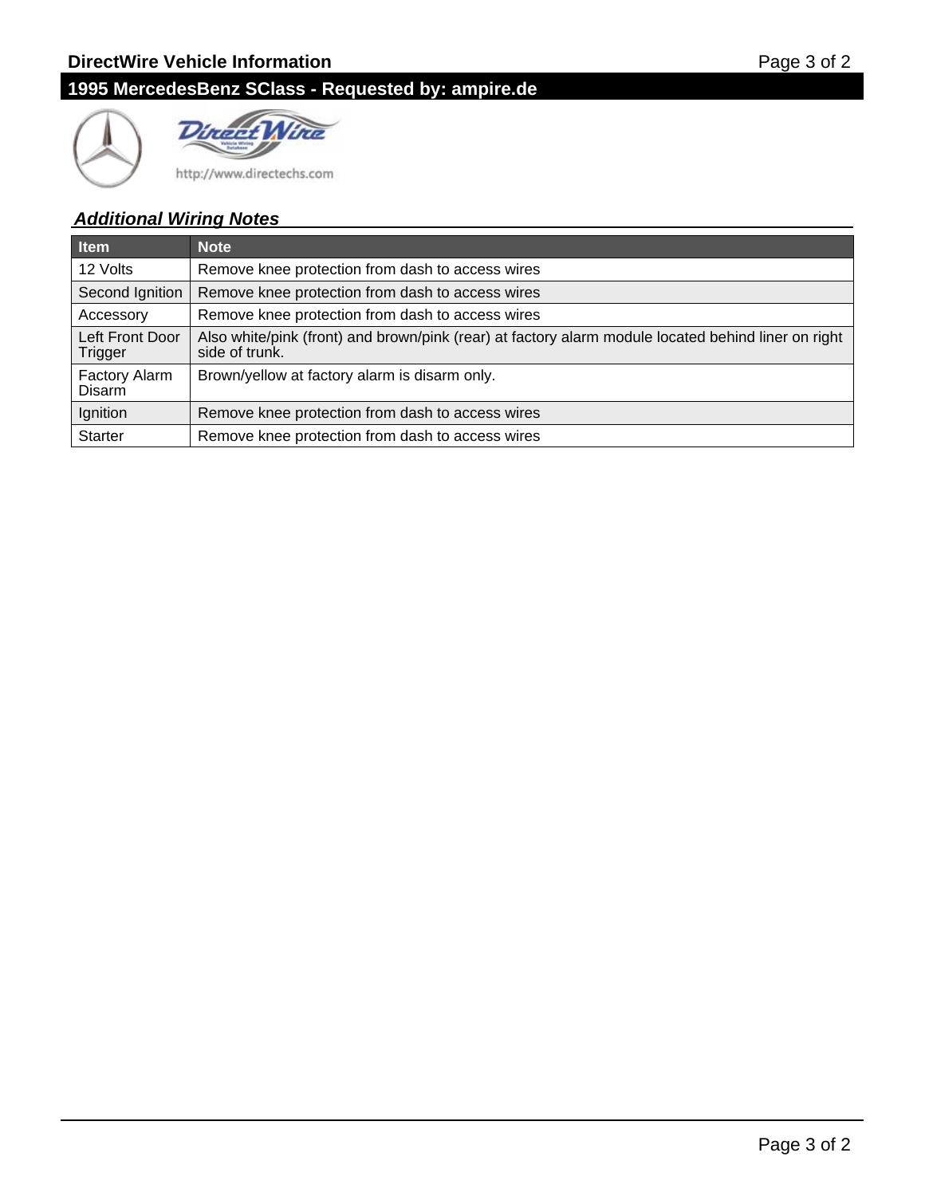## Additional Wiring Notes

| Item | Note |
|---|---|
| 12 Volts | Remove knee protection from dash to access wires |
| Second Ignition | Remove knee protection from dash to access wires |
| Accessory | Remove knee protection from dash to access wires |
| Left Front Door Trigger | Also white/pink (front) and brown/pink (rear) at factory alarm module located behind liner on right side of trunk. |
| Factory Alarm Disarm | Brown/yellow at factory alarm is disarm only. |
| Ignition | Remove knee protection from dash to access wires |
| Starter | Remove knee protection from dash to access wires |